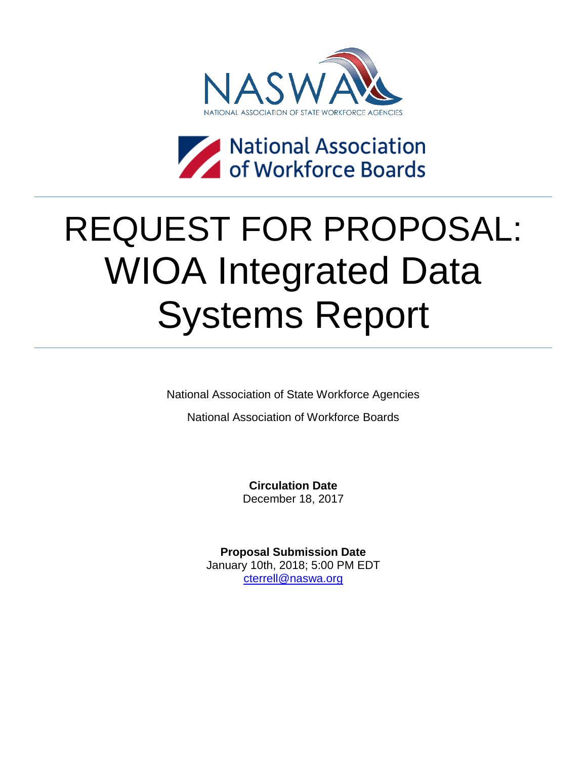NASWA

NATIONAL ASSOCIATION OF STATE WORKFORCE AGENCIES

National Association of Workforce Boards

# REQUEST FOR PROPOSAL: WIOA Integrated Data Systems Report

National Association of State Workforce Agencies

National Association of Workforce Boards

**Circulation Date**
December 18, 2017

**Proposal Submission Date**
January 10th, 2018; 5:00 PM EDT
cterrell@naswa.org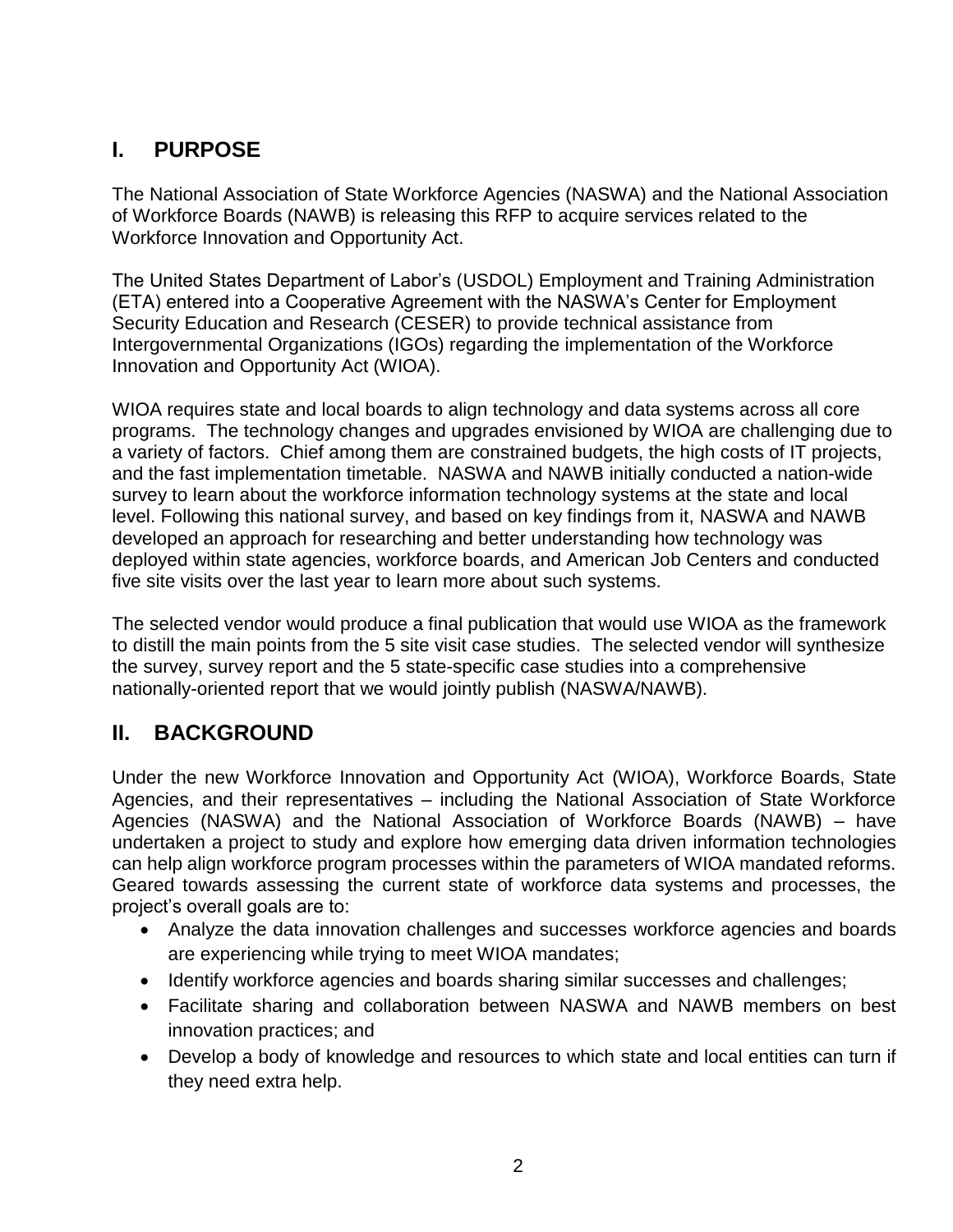## I. PURPOSE

The National Association of State Workforce Agencies (NASWA) and the National Association of Workforce Boards (NAWB) is releasing this RFP to acquire services related to the Workforce Innovation and Opportunity Act.

The United States Department of Labor's (USDOL) Employment and Training Administration (ETA) entered into a Cooperative Agreement with the NASWA's Center for Employment Security Education and Research (CESER) to provide technical assistance from Intergovernmental Organizations (IGOs) regarding the implementation of the Workforce Innovation and Opportunity Act (WIOA).

WIOA requires state and local boards to align technology and data systems across all core programs. The technology changes and upgrades envisioned by WIOA are challenging due to a variety of factors. Chief among them are constrained budgets, the high costs of IT projects, and the fast implementation timetable. NASWA and NAWB initially conducted a nation-wide survey to learn about the workforce information technology systems at the state and local level. Following this national survey, and based on key findings from it, NASWA and NAWB developed an approach for researching and better understanding how technology was deployed within state agencies, workforce boards, and American Job Centers and conducted five site visits over the last year to learn more about such systems.

The selected vendor would produce a final publication that would use WIOA as the framework to distill the main points from the 5 site visit case studies. The selected vendor will synthesize the survey, survey report and the 5 state-specific case studies into a comprehensive nationally-oriented report that we would jointly publish (NASWA/NAWB).

## II. BACKGROUND

Under the new Workforce Innovation and Opportunity Act (WIOA), Workforce Boards, State Agencies, and their representatives – including the National Association of State Workforce Agencies (NASWA) and the National Association of Workforce Boards (NAWB) – have undertaken a project to study and explore how emerging data driven information technologies can help align workforce program processes within the parameters of WIOA mandated reforms. Geared towards assessing the current state of workforce data systems and processes, the project's overall goals are to:

- Analyze the data innovation challenges and successes workforce agencies and boards are experiencing while trying to meet WIOA mandates;
- Identify workforce agencies and boards sharing similar successes and challenges;
- Facilitate sharing and collaboration between NASWA and NAWB members on best innovation practices; and
- Develop a body of knowledge and resources to which state and local entities can turn if they need extra help.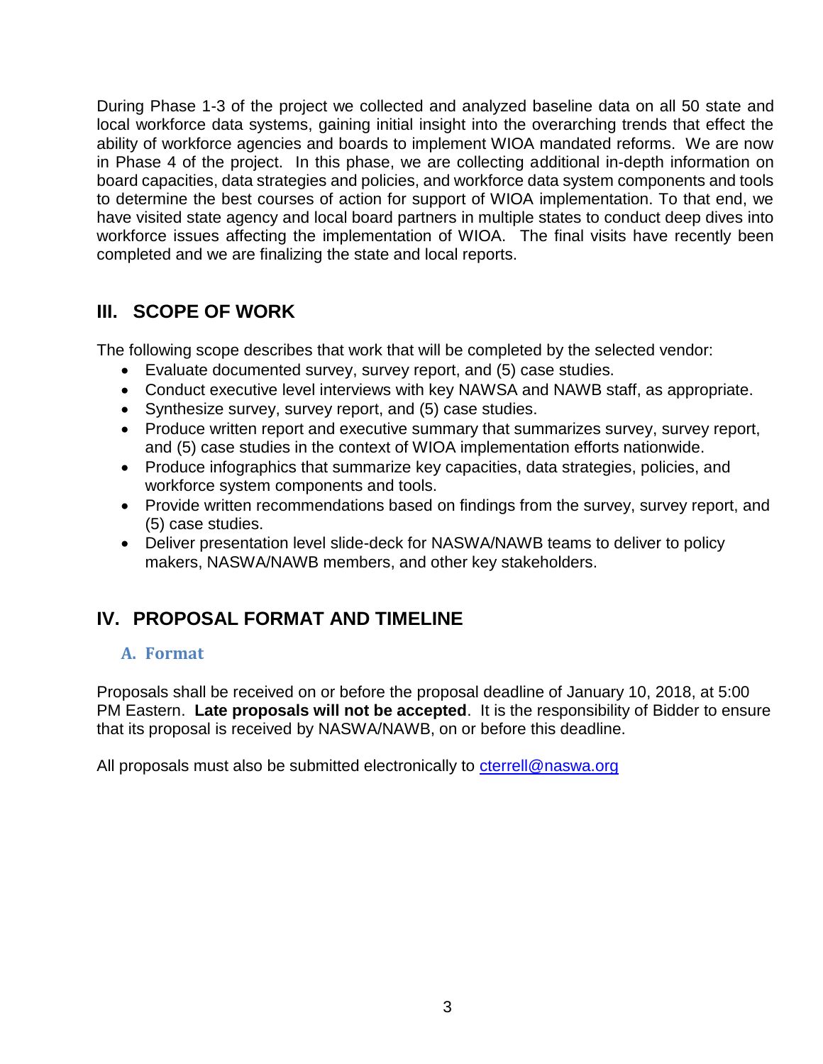During Phase 1-3 of the project we collected and analyzed baseline data on all 50 state and local workforce data systems, gaining initial insight into the overarching trends that effect the ability of workforce agencies and boards to implement WIOA mandated reforms. We are now in Phase 4 of the project. In this phase, we are collecting additional in-depth information on board capacities, data strategies and policies, and workforce data system components and tools to determine the best courses of action for support of WIOA implementation. To that end, we have visited state agency and local board partners in multiple states to conduct deep dives into workforce issues affecting the implementation of WIOA. The final visits have recently been completed and we are finalizing the state and local reports.

## III. SCOPE OF WORK

The following scope describes that work that will be completed by the selected vendor:

- Evaluate documented survey, survey report, and (5) case studies.
- Conduct executive level interviews with key NAWSA and NAWB staff, as appropriate.
- Synthesize survey, survey report, and (5) case studies.
- Produce written report and executive summary that summarizes survey, survey report, and (5) case studies in the context of WIOA implementation efforts nationwide.
- Produce infographics that summarize key capacities, data strategies, policies, and workforce system components and tools.
- Provide written recommendations based on findings from the survey, survey report, and (5) case studies.
- Deliver presentation level slide-deck for NASWA/NAWB teams to deliver to policy makers, NASWA/NAWB members, and other key stakeholders.

## IV. PROPOSAL FORMAT AND TIMELINE

### A. Format

Proposals shall be received on or before the proposal deadline of January 10, 2018, at 5:00 PM Eastern. **Late proposals will not be accepted**. It is the responsibility of Bidder to ensure that its proposal is received by NASWA/NAWB, on or before this deadline.

All proposals must also be submitted electronically to cterrell@naswa.org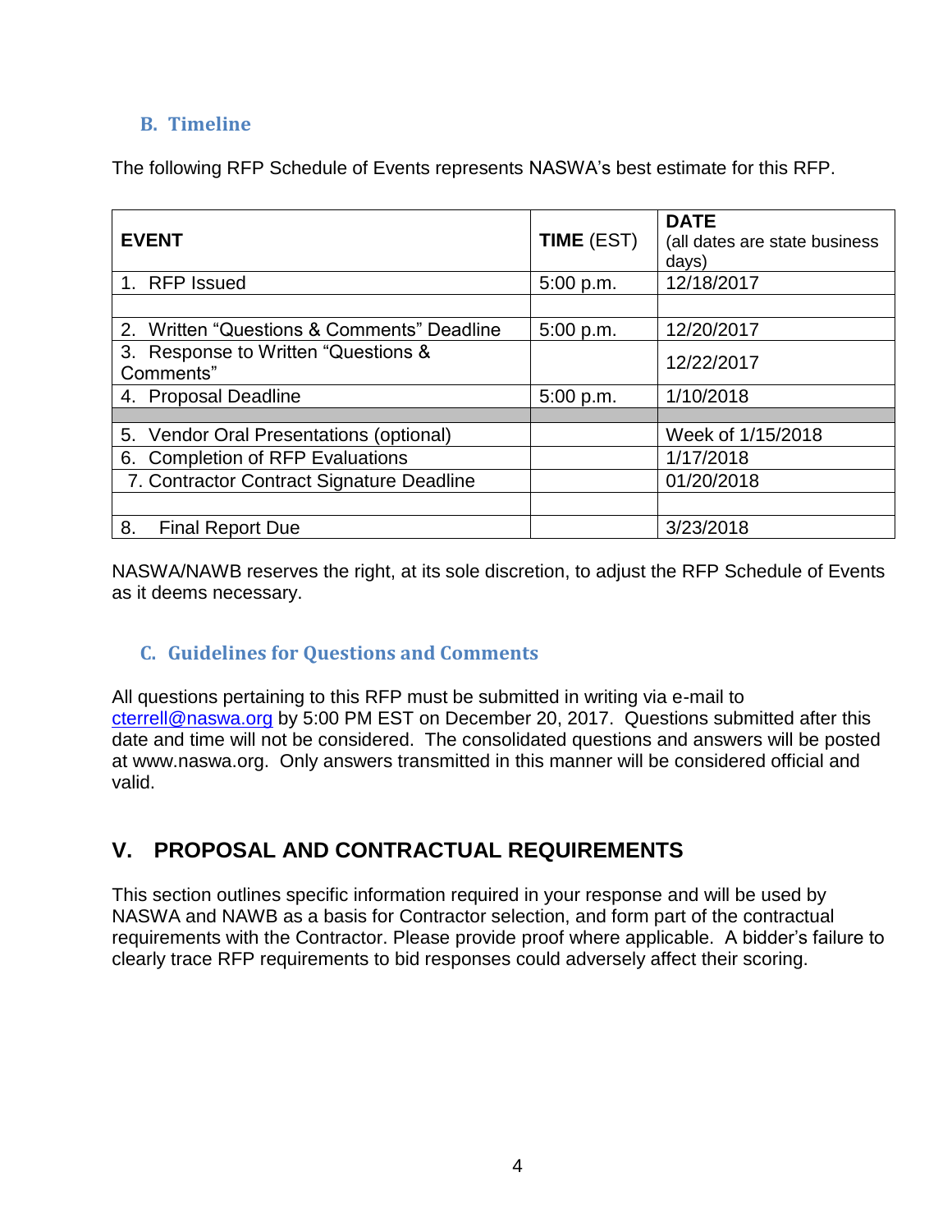### B. Timeline

The following RFP Schedule of Events represents NASWA's best estimate for this RFP.

| **EVENT** | **TIME** (EST) | **DATE** (all dates are state business days) |
|---|---|---|
| 1. RFP Issued | 5:00 p.m. | 12/18/2017 |
| | | |
| 2. Written "Questions & Comments" Deadline | 5:00 p.m. | 12/20/2017 |
| 3. Response to Written "Questions & Comments" | | 12/22/2017 |
| 4. Proposal Deadline | 5:00 p.m. | 1/10/2018 |
| | | |
| 5. Vendor Oral Presentations (optional) | | Week of 1/15/2018 |
| 6. Completion of RFP Evaluations | | 1/17/2018 |
| 7. Contractor Contract Signature Deadline | | 01/20/2018 |
| | | |
| 8. Final Report Due | | 3/23/2018 |

NASWA/NAWB reserves the right, at its sole discretion, to adjust the RFP Schedule of Events as it deems necessary.

### C. Guidelines for Questions and Comments

All questions pertaining to this RFP must be submitted in writing via e-mail to cterrell@naswa.org by 5:00 PM EST on December 20, 2017. Questions submitted after this date and time will not be considered. The consolidated questions and answers will be posted at www.naswa.org. Only answers transmitted in this manner will be considered official and valid.

## V. PROPOSAL AND CONTRACTUAL REQUIREMENTS

This section outlines specific information required in your response and will be used by NASWA and NAWB as a basis for Contractor selection, and form part of the contractual requirements with the Contractor. Please provide proof where applicable. A bidder's failure to clearly trace RFP requirements to bid responses could adversely affect their scoring.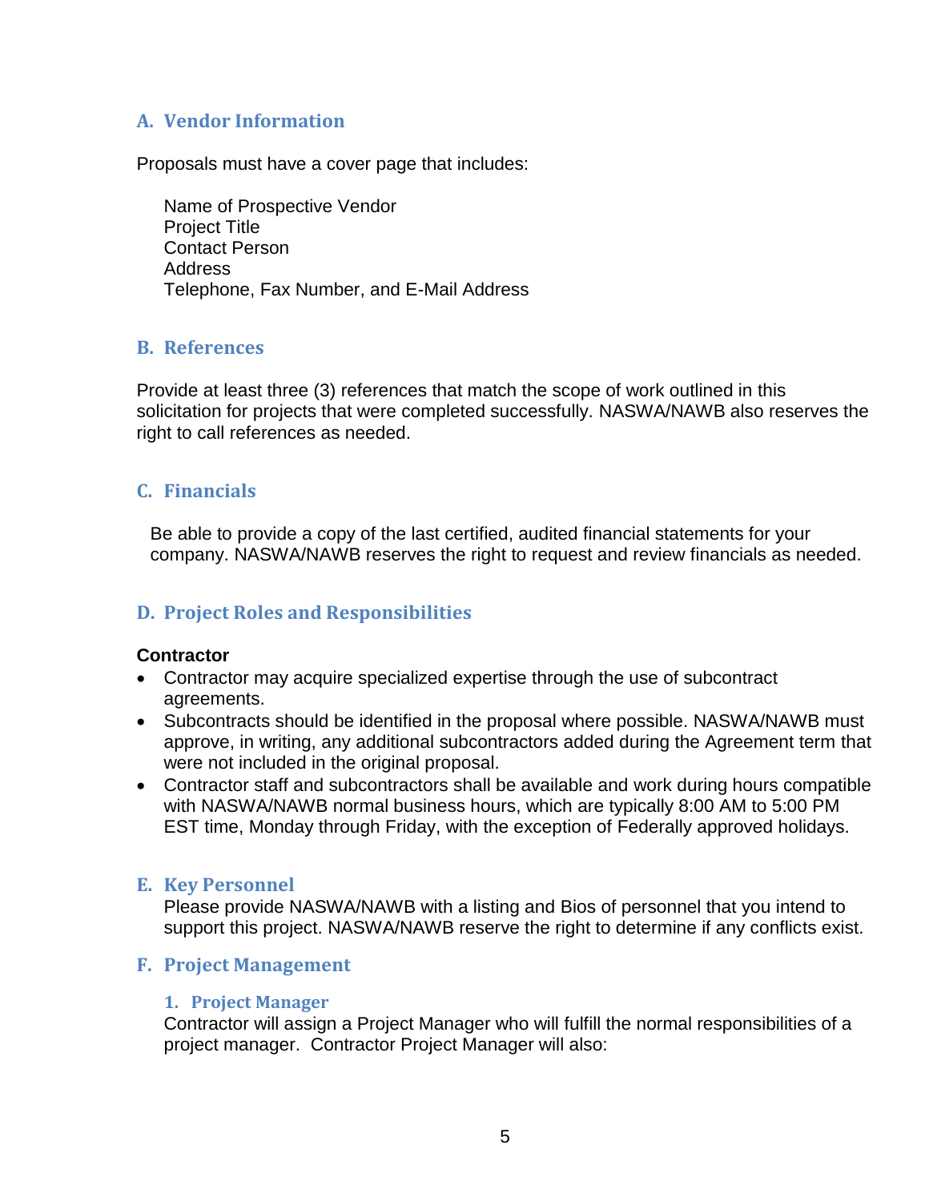## A. Vendor Information

Proposals must have a cover page that includes:

Name of Prospective Vendor
Project Title
Contact Person
Address
Telephone, Fax Number, and E-Mail Address

## B. References

Provide at least three (3) references that match the scope of work outlined in this solicitation for projects that were completed successfully. NASWA/NAWB also reserves the right to call references as needed.

## C. Financials

Be able to provide a copy of the last certified, audited financial statements for your company. NASWA/NAWB reserves the right to request and review financials as needed.

## D. Project Roles and Responsibilities

**Contractor**

- Contractor may acquire specialized expertise through the use of subcontract agreements.
- Subcontracts should be identified in the proposal where possible. NASWA/NAWB must approve, in writing, any additional subcontractors added during the Agreement term that were not included in the original proposal.
- Contractor staff and subcontractors shall be available and work during hours compatible with NASWA/NAWB normal business hours, which are typically 8:00 AM to 5:00 PM EST time, Monday through Friday, with the exception of Federally approved holidays.

## E. Key Personnel

Please provide NASWA/NAWB with a listing and Bios of personnel that you intend to support this project. NASWA/NAWB reserve the right to determine if any conflicts exist.

## F. Project Management

### 1. Project Manager

Contractor will assign a Project Manager who will fulfill the normal responsibilities of a project manager. Contractor Project Manager will also: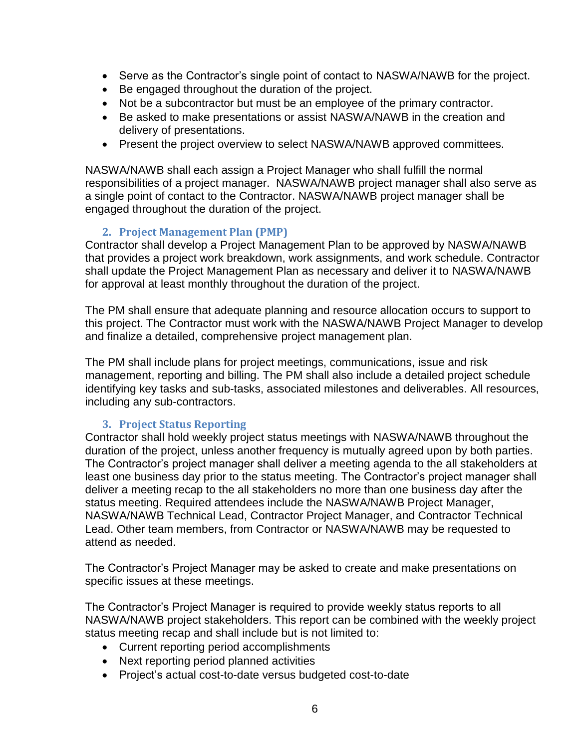- Serve as the Contractor's single point of contact to NASWA/NAWB for the project.
- Be engaged throughout the duration of the project.
- Not be a subcontractor but must be an employee of the primary contractor.
- Be asked to make presentations or assist NASWA/NAWB in the creation and delivery of presentations.
- Present the project overview to select NASWA/NAWB approved committees.

NASWA/NAWB shall each assign a Project Manager who shall fulfill the normal responsibilities of a project manager. NASWA/NAWB project manager shall also serve as a single point of contact to the Contractor. NASWA/NAWB project manager shall be engaged throughout the duration of the project.

### 2. Project Management Plan (PMP)

Contractor shall develop a Project Management Plan to be approved by NASWA/NAWB that provides a project work breakdown, work assignments, and work schedule. Contractor shall update the Project Management Plan as necessary and deliver it to NASWA/NAWB for approval at least monthly throughout the duration of the project.

The PM shall ensure that adequate planning and resource allocation occurs to support to this project. The Contractor must work with the NASWA/NAWB Project Manager to develop and finalize a detailed, comprehensive project management plan.

The PM shall include plans for project meetings, communications, issue and risk management, reporting and billing. The PM shall also include a detailed project schedule identifying key tasks and sub-tasks, associated milestones and deliverables. All resources, including any sub-contractors.

### 3. Project Status Reporting

Contractor shall hold weekly project status meetings with NASWA/NAWB throughout the duration of the project, unless another frequency is mutually agreed upon by both parties. The Contractor's project manager shall deliver a meeting agenda to the all stakeholders at least one business day prior to the status meeting. The Contractor's project manager shall deliver a meeting recap to the all stakeholders no more than one business day after the status meeting. Required attendees include the NASWA/NAWB Project Manager, NASWA/NAWB Technical Lead, Contractor Project Manager, and Contractor Technical Lead. Other team members, from Contractor or NASWA/NAWB may be requested to attend as needed.

The Contractor's Project Manager may be asked to create and make presentations on specific issues at these meetings.

The Contractor's Project Manager is required to provide weekly status reports to all NASWA/NAWB project stakeholders. This report can be combined with the weekly project status meeting recap and shall include but is not limited to:

- Current reporting period accomplishments
- Next reporting period planned activities
- Project's actual cost-to-date versus budgeted cost-to-date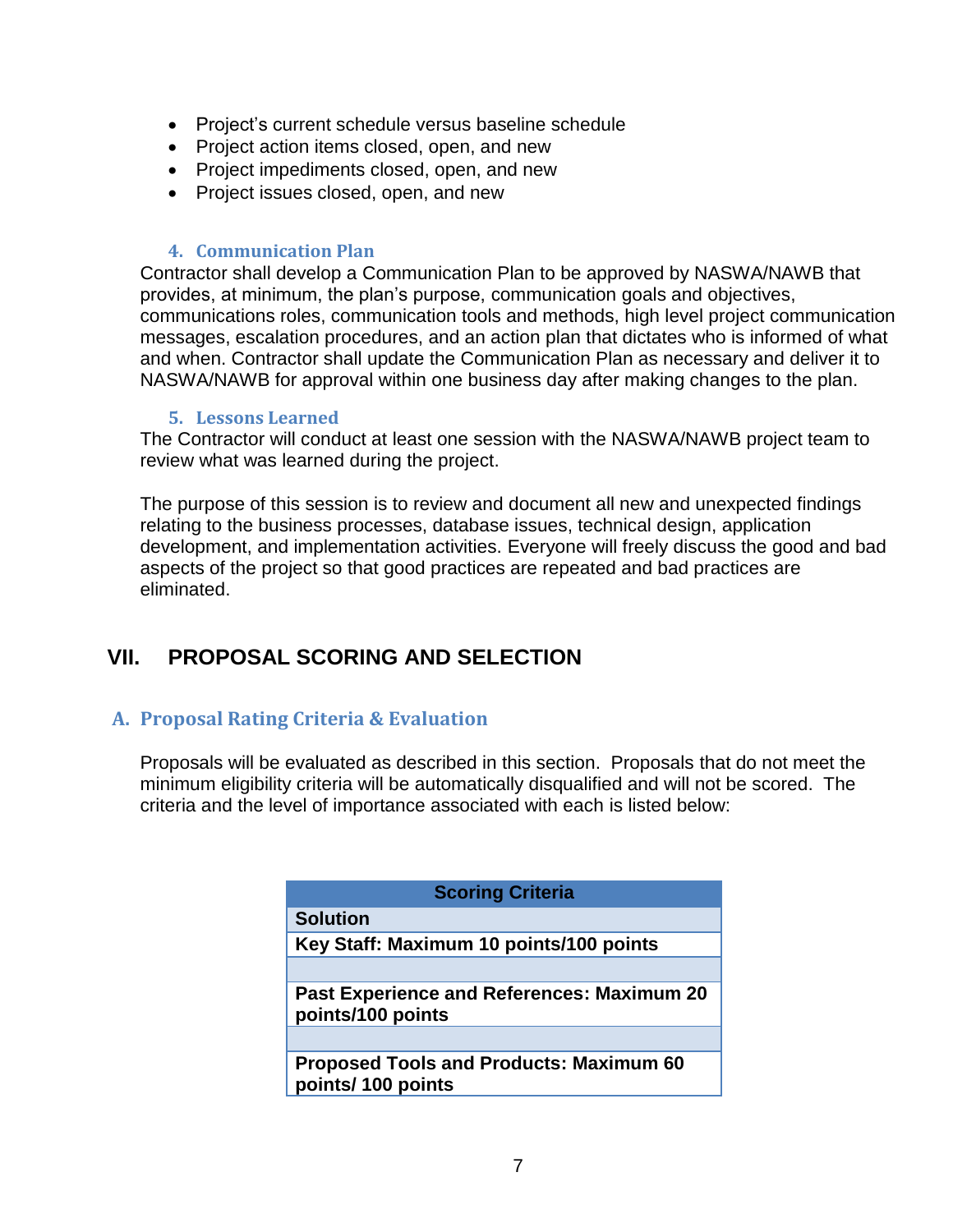- Project's current schedule versus baseline schedule
- Project action items closed, open, and new
- Project impediments closed, open, and new
- Project issues closed, open, and new

#### 4. Communication Plan

Contractor shall develop a Communication Plan to be approved by NASWA/NAWB that provides, at minimum, the plan's purpose, communication goals and objectives, communications roles, communication tools and methods, high level project communication messages, escalation procedures, and an action plan that dictates who is informed of what and when. Contractor shall update the Communication Plan as necessary and deliver it to NASWA/NAWB for approval within one business day after making changes to the plan.

#### 5. Lessons Learned

The Contractor will conduct at least one session with the NASWA/NAWB project team to review what was learned during the project.

The purpose of this session is to review and document all new and unexpected findings relating to the business processes, database issues, technical design, application development, and implementation activities. Everyone will freely discuss the good and bad aspects of the project so that good practices are repeated and bad practices are eliminated.

## VII. PROPOSAL SCORING AND SELECTION

### A. Proposal Rating Criteria & Evaluation

Proposals will be evaluated as described in this section. Proposals that do not meet the minimum eligibility criteria will be automatically disqualified and will not be scored. The criteria and the level of importance associated with each is listed below:

| Scoring Criteria |
| --- |
| **Solution** |
| **Key Staff: Maximum 10 points/100 points** |
| |
| **Past Experience and References: Maximum 20 points/100 points** |
| |
| **Proposed Tools and Products: Maximum 60 points/ 100 points** |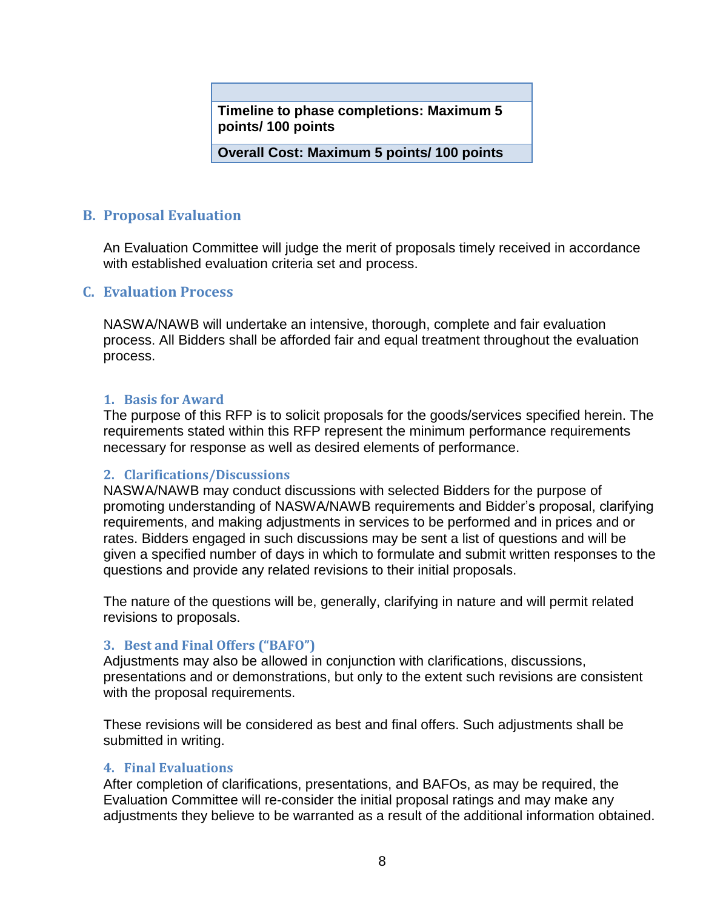| |
|---|
| **Timeline to phase completions: Maximum 5 points/ 100 points** |
| **Overall Cost: Maximum 5 points/ 100 points** |

## B. Proposal Evaluation

An Evaluation Committee will judge the merit of proposals timely received in accordance with established evaluation criteria set and process.

## C. Evaluation Process

NASWA/NAWB will undertake an intensive, thorough, complete and fair evaluation process. All Bidders shall be afforded fair and equal treatment throughout the evaluation process.

### 1. Basis for Award

The purpose of this RFP is to solicit proposals for the goods/services specified herein. The requirements stated within this RFP represent the minimum performance requirements necessary for response as well as desired elements of performance.

### 2. Clarifications/Discussions

NASWA/NAWB may conduct discussions with selected Bidders for the purpose of promoting understanding of NASWA/NAWB requirements and Bidder's proposal, clarifying requirements, and making adjustments in services to be performed and in prices and or rates. Bidders engaged in such discussions may be sent a list of questions and will be given a specified number of days in which to formulate and submit written responses to the questions and provide any related revisions to their initial proposals.

The nature of the questions will be, generally, clarifying in nature and will permit related revisions to proposals.

### 3. Best and Final Offers ("BAFO")

Adjustments may also be allowed in conjunction with clarifications, discussions, presentations and or demonstrations, but only to the extent such revisions are consistent with the proposal requirements.

These revisions will be considered as best and final offers. Such adjustments shall be submitted in writing.

### 4. Final Evaluations

After completion of clarifications, presentations, and BAFOs, as may be required, the Evaluation Committee will re-consider the initial proposal ratings and may make any adjustments they believe to be warranted as a result of the additional information obtained.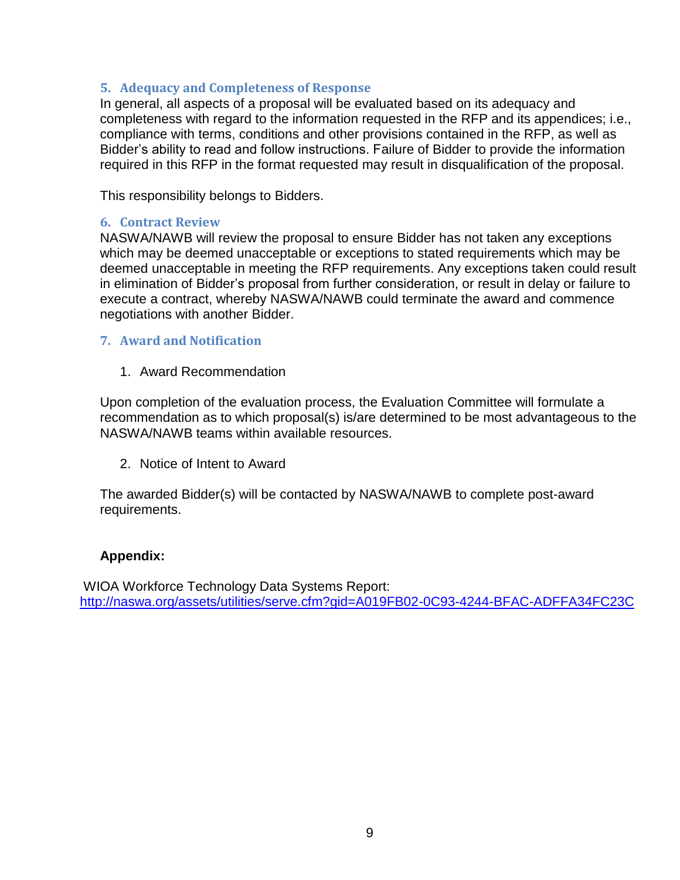### 5. Adequacy and Completeness of Response

In general, all aspects of a proposal will be evaluated based on its adequacy and completeness with regard to the information requested in the RFP and its appendices; i.e., compliance with terms, conditions and other provisions contained in the RFP, as well as Bidder's ability to read and follow instructions. Failure of Bidder to provide the information required in this RFP in the format requested may result in disqualification of the proposal.

This responsibility belongs to Bidders.

### 6. Contract Review

NASWA/NAWB will review the proposal to ensure Bidder has not taken any exceptions which may be deemed unacceptable or exceptions to stated requirements which may be deemed unacceptable in meeting the RFP requirements. Any exceptions taken could result in elimination of Bidder's proposal from further consideration, or result in delay or failure to execute a contract, whereby NASWA/NAWB could terminate the award and commence negotiations with another Bidder.

### 7. Award and Notification

1. Award Recommendation

Upon completion of the evaluation process, the Evaluation Committee will formulate a recommendation as to which proposal(s) is/are determined to be most advantageous to the NASWA/NAWB teams within available resources.

2. Notice of Intent to Award

The awarded Bidder(s) will be contacted by NASWA/NAWB to complete post-award requirements.

**Appendix:**

WIOA Workforce Technology Data Systems Report: http://naswa.org/assets/utilities/serve.cfm?gid=A019FB02-0C93-4244-BFAC-ADFFA34FC23C